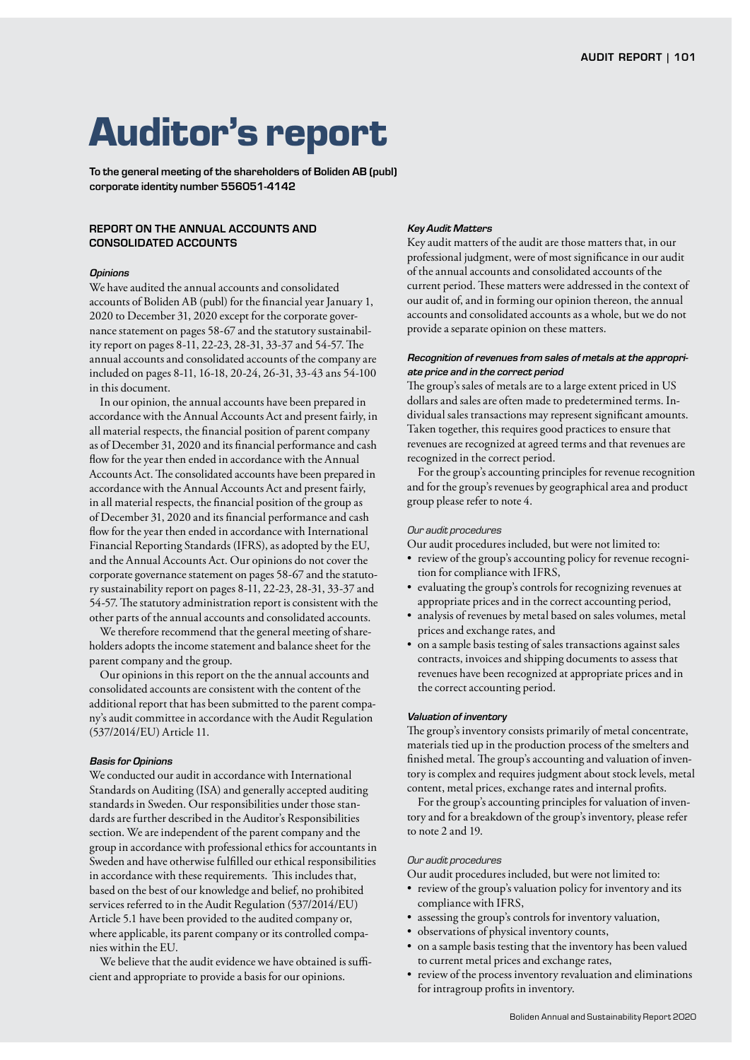# Auditor's report

**To the general meeting of the shareholders of Boliden AB (publ) corporate identity number 556051-4142**

## REPORT ON THE ANNUAL ACCOUNTS AND CONSOLIDATED ACCOUNTS

### *Opinions*

We have audited the annual accounts and consolidated accounts of Boliden AB (publ) for the financial year January 1, 2020 to December 31, 2020 except for the corporate governance statement on pages 58-67 and the statutory sustainability report on pages 8-11, 22-23, 28-31, 33-37 and 54-57. The annual accounts and consolidated accounts of the company are included on pages 8-11, 16-18, 20-24, 26-31, 33-43 ans 54-100 in this document.

In our opinion, the annual accounts have been prepared in accordance with the Annual Accounts Act and present fairly, in all material respects, the financial position of parent company as of December 31, 2020 and its financial performance and cash flow for the year then ended in accordance with the Annual Accounts Act. The consolidated accounts have been prepared in accordance with the Annual Accounts Act and present fairly, in all material respects, the financial position of the group as of December 31, 2020 and its financial performance and cash flow for the year then ended in accordance with International Financial Reporting Standards (IFRS), as adopted by the EU, and the Annual Accounts Act. Our opinions do not cover the corporate governance statement on pages 58-67 and the statutory sustainability report on pages 8-11, 22-23, 28-31, 33-37 and 54-57. The statutory administration report is consistent with the other parts of the annual accounts and consolidated accounts.

We therefore recommend that the general meeting of shareholders adopts the income statement and balance sheet for the parent company and the group.

Our opinions in this report on the the annual accounts and consolidated accounts are consistent with the content of the additional report that has been submitted to the parent company's audit committee in accordance with the Audit Regulation (537/2014/EU) Article 11.

### *Basis for Opinions*

We conducted our audit in accordance with International Standards on Auditing (ISA) and generally accepted auditing standards in Sweden. Our responsibilities under those standards are further described in the Auditor's Responsibilities section. We are independent of the parent company and the group in accordance with professional ethics for accountants in Sweden and have otherwise fulfilled our ethical responsibilities in accordance with these requirements. This includes that, based on the best of our knowledge and belief, no prohibited services referred to in the Audit Regulation (537/2014/EU) Article 5.1 have been provided to the audited company or, where applicable, its parent company or its controlled companies within the EU.

We believe that the audit evidence we have obtained is sufficient and appropriate to provide a basis for our opinions.

### *Key Audit Matters*

Key audit matters of the audit are those matters that, in our professional judgment, were of most significance in our audit of the annual accounts and consolidated accounts of the current period. These matters were addressed in the context of our audit of, and in forming our opinion thereon, the annual accounts and consolidated accounts as a whole, but we do not provide a separate opinion on these matters.

#### *Recognition of revenues from sales of metals at the appropriate price and in the correct period*

The group's sales of metals are to a large extent priced in US dollars and sales are often made to predetermined terms. Individual sales transactions may represent significant amounts. Taken together, this requires good practices to ensure that revenues are recognized at agreed terms and that revenues are recognized in the correct period.

For the group's accounting principles for revenue recognition and for the group's revenues by geographical area and product group please refer to note 4.

*Our audit procedures*

Our audit procedures included, but were not limited to:

- review of the group's accounting policy for revenue recognition for compliance with IFRS,
- evaluating the group's controls for recognizing revenues at appropriate prices and in the correct accounting period,
- analysis of revenues by metal based on sales volumes, metal prices and exchange rates, and
- on a sample basis testing of sales transactions against sales contracts, invoices and shipping documents to assess that revenues have been recognized at appropriate prices and in the correct accounting period.

#### *Valuation of inventory*

The group's inventory consists primarily of metal concentrate, materials tied up in the production process of the smelters and finished metal. The group's accounting and valuation of inventory is complex and requires judgment about stock levels, metal content, metal prices, exchange rates and internal profits.

For the group's accounting principles for valuation of inventory and for a breakdown of the group's inventory, please refer to note 2 and 19.

*Our audit procedures*

Our audit procedures included, but were not limited to:

- review of the group's valuation policy for inventory and its compliance with IFRS,
- assessing the group's controls for inventory valuation,
- observations of physical inventory counts,
- on a sample basis testing that the inventory has been valued to current metal prices and exchange rates,
- review of the process inventory revaluation and eliminations for intragroup profits in inventory.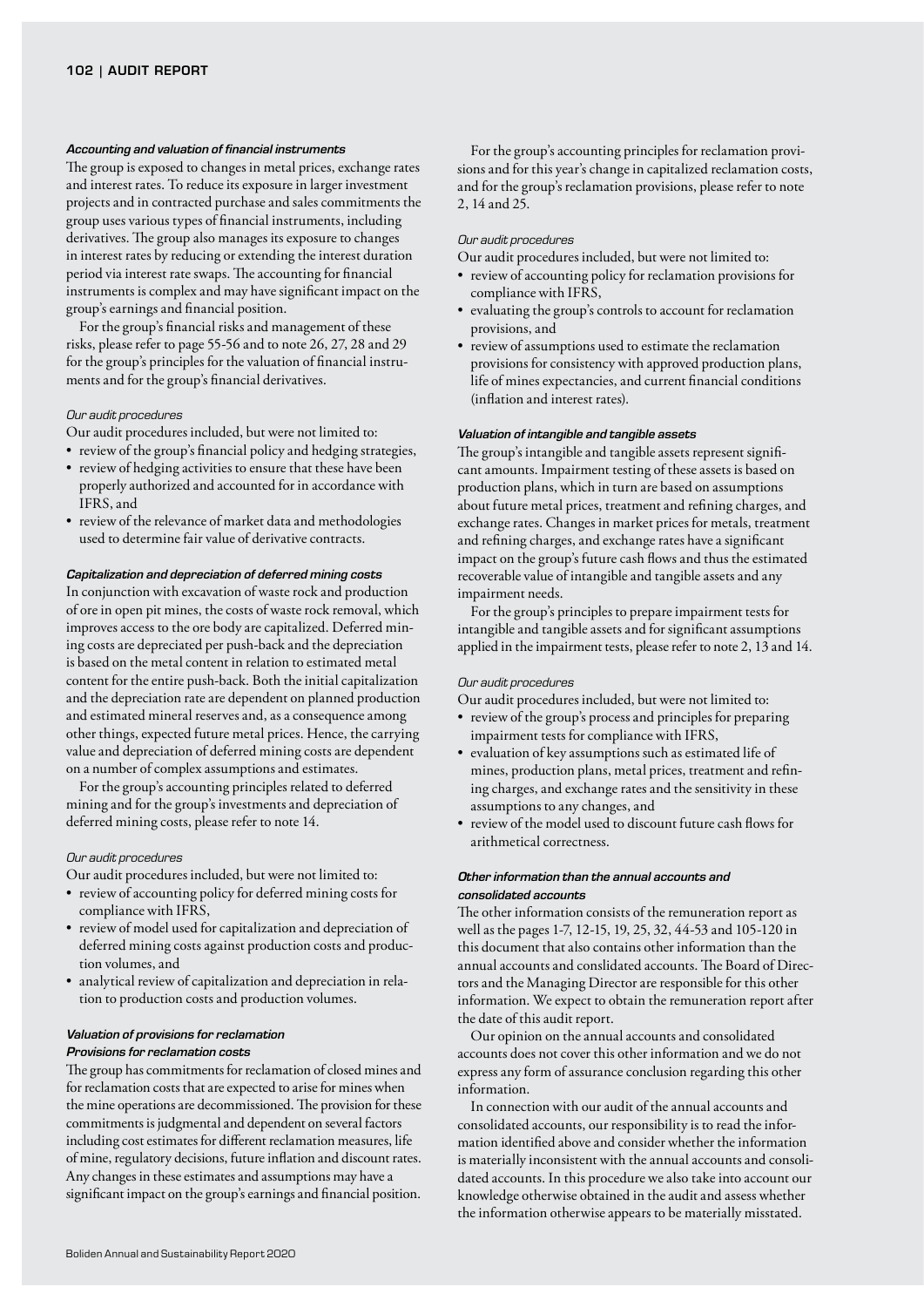#### *Accounting and valuation of financial instruments*

The group is exposed to changes in metal prices, exchange rates and interest rates. To reduce its exposure in larger investment projects and in contracted purchase and sales commitments the group uses various types of financial instruments, including derivatives. The group also manages its exposure to changes in interest rates by reducing or extending the interest duration period via interest rate swaps. The accounting for financial instruments is complex and may have significant impact on the group's earnings and financial position.

For the group's financial risks and management of these risks, please refer to page 55-56 and to note 26, 27, 28 and 29 for the group's principles for the valuation of financial instruments and for the group's financial derivatives.

*Our audit procedures*

Our audit procedures included, but were not limited to:

- review of the group's financial policy and hedging strategies,
- review of hedging activities to ensure that these have been properly authorized and accounted for in accordance with IFRS, and
- review of the relevance of market data and methodologies used to determine fair value of derivative contracts.

#### *Capitalization and depreciation of deferred mining costs*

In conjunction with excavation of waste rock and production of ore in open pit mines, the costs of waste rock removal, which improves access to the ore body are capitalized. Deferred mining costs are depreciated per push-back and the depreciation is based on the metal content in relation to estimated metal content for the entire push-back. Both the initial capitalization and the depreciation rate are dependent on planned production and estimated mineral reserves and, as a consequence among other things, expected future metal prices. Hence, the carrying value and depreciation of deferred mining costs are dependent on a number of complex assumptions and estimates.

For the group's accounting principles related to deferred mining and for the group's investments and depreciation of deferred mining costs, please refer to note 14.

*Our audit procedures*

Our audit procedures included, but were not limited to:

- review of accounting policy for deferred mining costs for compliance with IFRS,
- review of model used for capitalization and depreciation of deferred mining costs against production costs and production volumes, and
- analytical review of capitalization and depreciation in relation to production costs and production volumes.

#### *Valuation of provisions for reclamation Provisions for reclamation costs*

The group has commitments for reclamation of closed mines and for reclamation costs that are expected to arise for mines when the mine operations are decommissioned. The provision for these commitments is judgmental and dependent on several factors including cost estimates for different reclamation measures, life of mine, regulatory decisions, future inflation and discount rates. Any changes in these estimates and assumptions may have a significant impact on the group's earnings and financial position.

For the group's accounting principles for reclamation provisions and for this year's change in capitalized reclamation costs, and for the group's reclamation provisions, please refer to note 2, 14 and 25.

*Our audit procedures*

Our audit procedures included, but were not limited to:

- review of accounting policy for reclamation provisions for compliance with IFRS,
- evaluating the group's controls to account for reclamation provisions, and
- review of assumptions used to estimate the reclamation provisions for consistency with approved production plans, life of mines expectancies, and current financial conditions (inflation and interest rates).

#### *Valuation of intangible and tangible assets*

The group's intangible and tangible assets represent significant amounts. Impairment testing of these assets is based on production plans, which in turn are based on assumptions about future metal prices, treatment and refining charges, and exchange rates. Changes in market prices for metals, treatment and refining charges, and exchange rates have a significant impact on the group's future cash flows and thus the estimated recoverable value of intangible and tangible assets and any impairment needs.

For the group's principles to prepare impairment tests for intangible and tangible assets and for significant assumptions applied in the impairment tests, please refer to note 2, 13 and 14.

*Our audit procedures*

Our audit procedures included, but were not limited to:

- review of the group's process and principles for preparing impairment tests for compliance with IFRS,
- evaluation of key assumptions such as estimated life of mines, production plans, metal prices, treatment and refining charges, and exchange rates and the sensitivity in these assumptions to any changes, and
- review of the model used to discount future cash flows for arithmetical correctness.

#### *Other information than the annual accounts and consolidated accounts*

The other information consists of the remuneration report as well as the pages 1-7, 12-15, 19, 25, 32, 44-53 and 105-120 in this document that also contains other information than the annual accounts and conslidated accounts. The Board of Directors and the Managing Director are responsible for this other information. We expect to obtain the remuneration report after the date of this audit report.

Our opinion on the annual accounts and consolidated accounts does not cover this other information and we do not express any form of assurance conclusion regarding this other information.

In connection with our audit of the annual accounts and consolidated accounts, our responsibility is to read the information identified above and consider whether the information is materially inconsistent with the annual accounts and consolidated accounts. In this procedure we also take into account our knowledge otherwise obtained in the audit and assess whether the information otherwise appears to be materially misstated.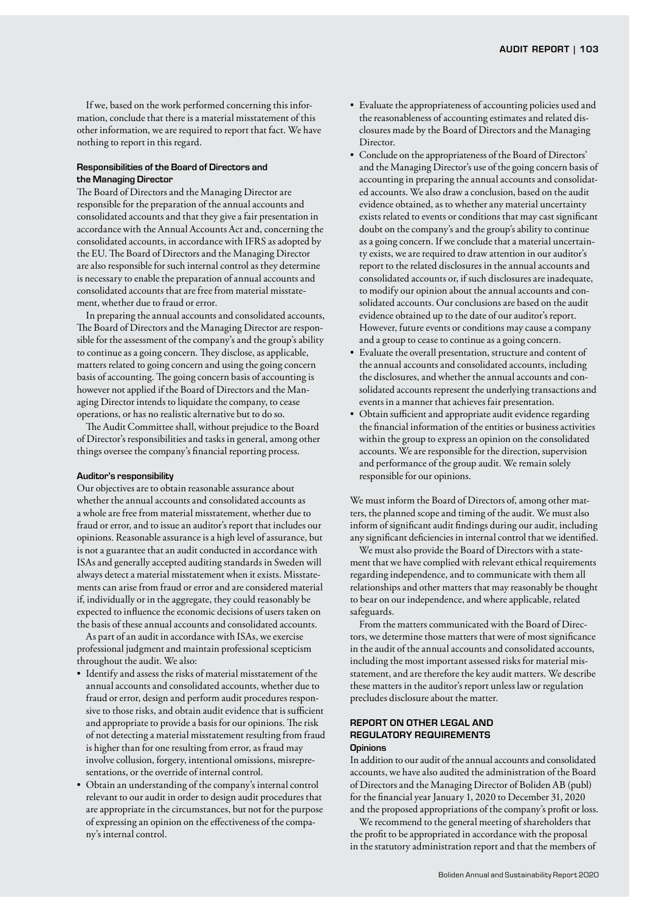If we, based on the work performed concerning this information, conclude that there is a material misstatement of this other information, we are required to report that fact. We have nothing to report in this regard.

#### Responsibilities of the Board of Directors and the Managing Director

The Board of Directors and the Managing Director are responsible for the preparation of the annual accounts and consolidated accounts and that they give a fair presentation in accordance with the Annual Accounts Act and, concerning the consolidated accounts, in accordance with IFRS as adopted by the EU. The Board of Directors and the Managing Director are also responsible for such internal control as they determine is necessary to enable the preparation of annual accounts and consolidated accounts that are free from material misstatement, whether due to fraud or error.

In preparing the annual accounts and consolidated accounts, The Board of Directors and the Managing Director are responsible for the assessment of the company's and the group's ability to continue as a going concern. They disclose, as applicable, matters related to going concern and using the going concern basis of accounting. The going concern basis of accounting is however not applied if the Board of Directors and the Managing Director intends to liquidate the company, to cease operations, or has no realistic alternative but to do so.

The Audit Committee shall, without prejudice to the Board of Director's responsibilities and tasks in general, among other things oversee the company's financial reporting process.

#### Auditor's responsibility

Our objectives are to obtain reasonable assurance about whether the annual accounts and consolidated accounts as a whole are free from material misstatement, whether due to fraud or error, and to issue an auditor's report that includes our opinions. Reasonable assurance is a high level of assurance, but is not a guarantee that an audit conducted in accordance with ISAs and generally accepted auditing standards in Sweden will always detect a material misstatement when it exists. Misstatements can arise from fraud or error and are considered material if, individually or in the aggregate, they could reasonably be expected to influence the economic decisions of users taken on the basis of these annual accounts and consolidated accounts.

As part of an audit in accordance with ISAs, we exercise professional judgment and maintain professional scepticism throughout the audit. We also:

- Identify and assess the risks of material misstatement of the annual accounts and consolidated accounts, whether due to fraud or error, design and perform audit procedures responsive to those risks, and obtain audit evidence that is sufficient and appropriate to provide a basis for our opinions. The risk of not detecting a material misstatement resulting from fraud is higher than for one resulting from error, as fraud may involve collusion, forgery, intentional omissions, misrepresentations, or the override of internal control.
- Obtain an understanding of the company's internal control relevant to our audit in order to design audit procedures that are appropriate in the circumstances, but not for the purpose of expressing an opinion on the effectiveness of the company's internal control.
- Evaluate the appropriateness of accounting policies used and the reasonableness of accounting estimates and related disclosures made by the Board of Directors and the Managing Director.
- Conclude on the appropriateness of the Board of Directors' and the Managing Director's use of the going concern basis of accounting in preparing the annual accounts and consolidated accounts. We also draw a conclusion, based on the audit evidence obtained, as to whether any material uncertainty exists related to events or conditions that may cast significant doubt on the company's and the group's ability to continue as a going concern. If we conclude that a material uncertainty exists, we are required to draw attention in our auditor's report to the related disclosures in the annual accounts and consolidated accounts or, if such disclosures are inadequate, to modify our opinion about the annual accounts and consolidated accounts. Our conclusions are based on the audit evidence obtained up to the date of our auditor's report. However, future events or conditions may cause a company and a group to cease to continue as a going concern.
- Evaluate the overall presentation, structure and content of the annual accounts and consolidated accounts, including the disclosures, and whether the annual accounts and consolidated accounts represent the underlying transactions and events in a manner that achieves fair presentation.
- Obtain sufficient and appropriate audit evidence regarding the financial information of the entities or business activities within the group to express an opinion on the consolidated accounts. We are responsible for the direction, supervision and performance of the group audit. We remain solely responsible for our opinions.

We must inform the Board of Directors of, among other matters, the planned scope and timing of the audit. We must also inform of significant audit findings during our audit, including any significant deficiencies in internal control that we identified.

We must also provide the Board of Directors with a statement that we have complied with relevant ethical requirements regarding independence, and to communicate with them all relationships and other matters that may reasonably be thought to bear on our independence, and where applicable, related safeguards.

From the matters communicated with the Board of Directors, we determine those matters that were of most significance in the audit of the annual accounts and consolidated accounts, including the most important assessed risks for material misstatement, and are therefore the key audit matters. We describe these matters in the auditor's report unless law or regulation precludes disclosure about the matter.

### REPORT ON OTHER LEGAL AND REGULATORY REQUIREMENTS

#### Opinions

In addition to our audit of the annual accounts and consolidated accounts, we have also audited the administration of the Board of Directors and the Managing Director of Boliden AB (publ) for the financial year January 1, 2020 to December 31, 2020 and the proposed appropriations of the company's profit or loss.

We recommend to the general meeting of shareholders that the profit to be appropriated in accordance with the proposal in the statutory administration report and that the members of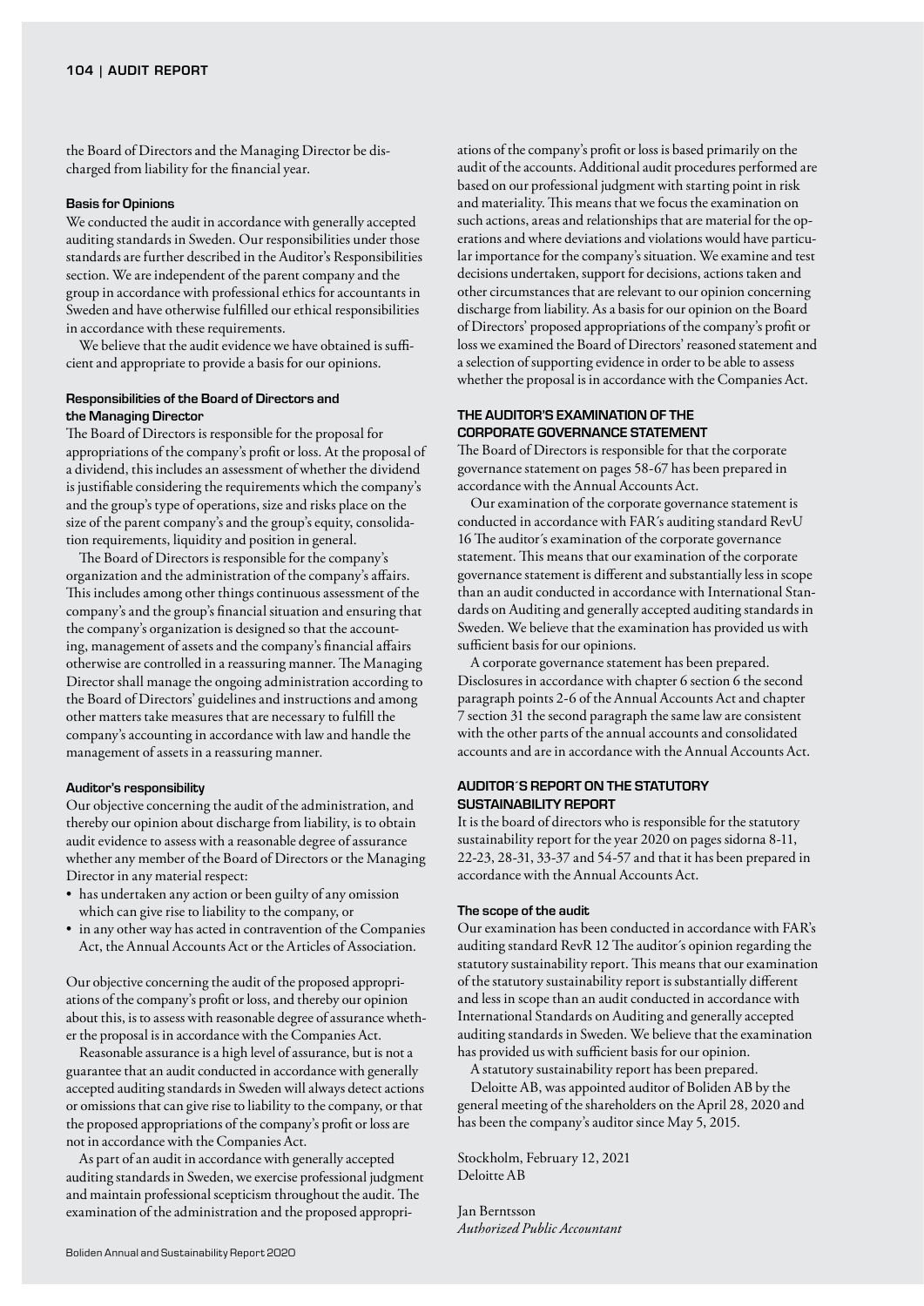the Board of Directors and the Managing Director be discharged from liability for the financial year.

#### Basis for Opinions

We conducted the audit in accordance with generally accepted auditing standards in Sweden. Our responsibilities under those standards are further described in the Auditor's Responsibilities section. We are independent of the parent company and the group in accordance with professional ethics for accountants in Sweden and have otherwise fulfilled our ethical responsibilities in accordance with these requirements.

We believe that the audit evidence we have obtained is sufficient and appropriate to provide a basis for our opinions.

#### Responsibilities of the Board of Directors and the Managing Director

The Board of Directors is responsible for the proposal for appropriations of the company's profit or loss. At the proposal of a dividend, this includes an assessment of whether the dividend is justifiable considering the requirements which the company's and the group's type of operations, size and risks place on the size of the parent company's and the group's equity, consolidation requirements, liquidity and position in general.

The Board of Directors is responsible for the company's organization and the administration of the company's affairs. This includes among other things continuous assessment of the company's and the group's financial situation and ensuring that the company's organization is designed so that the accounting, management of assets and the company's financial affairs otherwise are controlled in a reassuring manner. The Managing Director shall manage the ongoing administration according to the Board of Directors' guidelines and instructions and among other matters take measures that are necessary to fulfill the company's accounting in accordance with law and handle the management of assets in a reassuring manner.

#### Auditor's responsibility

Our objective concerning the audit of the administration, and thereby our opinion about discharge from liability, is to obtain audit evidence to assess with a reasonable degree of assurance whether any member of the Board of Directors or the Managing Director in any material respect:

- has undertaken any action or been guilty of any omission which can give rise to liability to the company, or
- in any other way has acted in contravention of the Companies Act, the Annual Accounts Act or the Articles of Association.

Our objective concerning the audit of the proposed appropriations of the company's profit or loss, and thereby our opinion about this, is to assess with reasonable degree of assurance whether the proposal is in accordance with the Companies Act.

Reasonable assurance is a high level of assurance, but is not a guarantee that an audit conducted in accordance with generally accepted auditing standards in Sweden will always detect actions or omissions that can give rise to liability to the company, or that the proposed appropriations of the company's profit or loss are not in accordance with the Companies Act.

As part of an audit in accordance with generally accepted auditing standards in Sweden, we exercise professional judgment and maintain professional scepticism throughout the audit. The examination of the administration and the proposed appropriations of the company's profit or loss is based primarily on the audit of the accounts. Additional audit procedures performed are based on our professional judgment with starting point in risk and materiality. This means that we focus the examination on such actions, areas and relationships that are material for the operations and where deviations and violations would have particular importance for the company's situation. We examine and test decisions undertaken, support for decisions, actions taken and other circumstances that are relevant to our opinion concerning discharge from liability. As a basis for our opinion on the Board of Directors' proposed appropriations of the company's profit or loss we examined the Board of Directors' reasoned statement and a selection of supporting evidence in order to be able to assess whether the proposal is in accordance with the Companies Act.

### THE AUDITOR'S EXAMINATION OF THE CORPORATE GOVERNANCE STATEMENT

The Board of Directors is responsible for that the corporate governance statement on pages 58-67 has been prepared in accordance with the Annual Accounts Act.

Our examination of the corporate governance statement is conducted in accordance with FAR´s auditing standard RevU 16 The auditor´s examination of the corporate governance statement. This means that our examination of the corporate governance statement is different and substantially less in scope than an audit conducted in accordance with International Standards on Auditing and generally accepted auditing standards in Sweden. We believe that the examination has provided us with sufficient basis for our opinions.

A corporate governance statement has been prepared. Disclosures in accordance with chapter 6 section 6 the second paragraph points 2-6 of the Annual Accounts Act and chapter 7 section 31 the second paragraph the same law are consistent with the other parts of the annual accounts and consolidated accounts and are in accordance with the Annual Accounts Act.

### AUDITOR´S REPORT ON THE STATUTORY SUSTAINABILITY REPORT

It is the board of directors who is responsible for the statutory sustainability report for the year 2020 on pages sidorna 8-11, 22-23, 28-31, 33-37 and 54-57 and that it has been prepared in accordance with the Annual Accounts Act.

#### The scope of the audit

Our examination has been conducted in accordance with FAR's auditing standard RevR 12 The auditor´s opinion regarding the statutory sustainability report. This means that our examination of the statutory sustainability report is substantially different and less in scope than an audit conducted in accordance with International Standards on Auditing and generally accepted auditing standards in Sweden. We believe that the examination has provided us with sufficient basis for our opinion.

A statutory sustainability report has been prepared.

Deloitte AB, was appointed auditor of Boliden AB by the general meeting of the shareholders on the April 28, 2020 and has been the company's auditor since May 5, 2015.

Stockholm, February 12, 2021
Deloitte AB

Jan Berntsson
*Authorized Public Accountant*